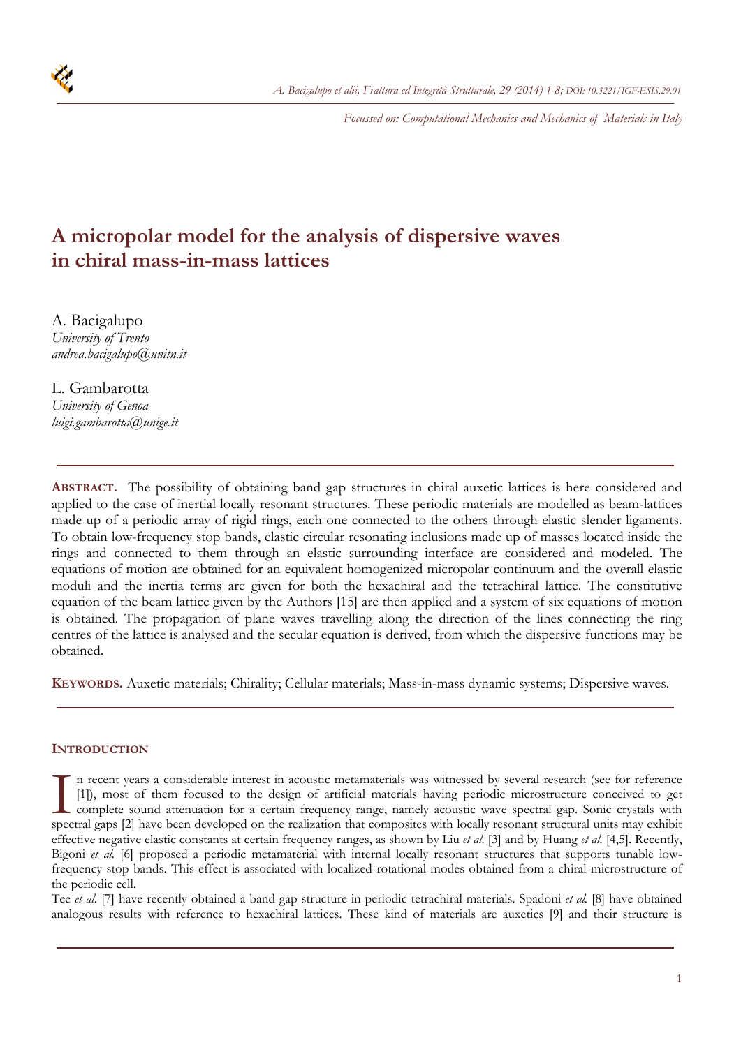Focussed on: Computational Mechanics and Mechanics of Materials in Italy

# A micropolar model for the analysis of dispersive waves in chiral mass-in-mass lattices

A. Bacigalupo
*University of Trento*
*andrea.bacigalupo@unitn.it*

L. Gambarotta
*University of Genoa*
*luigi.gambarotta@unige.it*

---

**ABSTRACT.** The possibility of obtaining band gap structures in chiral auxetic lattices is here considered and applied to the case of inertial locally resonant structures. These periodic materials are modelled as beam-lattices made up of a periodic array of rigid rings, each one connected to the others through elastic slender ligaments. To obtain low-frequency stop bands, elastic circular resonating inclusions made up of masses located inside the rings and connected to them through an elastic surrounding interface are considered and modeled. The equations of motion are obtained for an equivalent homogenized micropolar continuum and the overall elastic moduli and the inertia terms are given for both the hexachiral and the tetrachiral lattice. The constitutive equation of the beam lattice given by the Authors [15] are then applied and a system of six equations of motion is obtained. The propagation of plane waves travelling along the direction of the lines connecting the ring centres of the lattice is analysed and the secular equation is derived, from which the dispersive functions may be obtained.

**KEYWORDS.** Auxetic materials; Chirality; Cellular materials; Mass-in-mass dynamic systems; Dispersive waves.

---

## INTRODUCTION

In recent years a considerable interest in acoustic metamaterials was witnessed by several research (see for reference [1]), most of them focused to the design of artificial materials having periodic microstructure conceived to get complete sound attenuation for a certain frequency range, namely acoustic wave spectral gap. Sonic crystals with spectral gaps [2] have been developed on the realization that composites with locally resonant structural units may exhibit effective negative elastic constants at certain frequency ranges, as shown by Liu *et al.* [3] and by Huang *et al.* [4,5]. Recently, Bigoni *et al.* [6] proposed a periodic metamaterial with internal locally resonant structures that supports tunable low-frequency stop bands. This effect is associated with localized rotational modes obtained from a chiral microstructure of the periodic cell.

Tee *et al.* [7] have recently obtained a band gap structure in periodic tetrachiral materials. Spadoni *et al.* [8] have obtained analogous results with reference to hexachiral lattices. These kind of materials are auxetics [9] and their structure is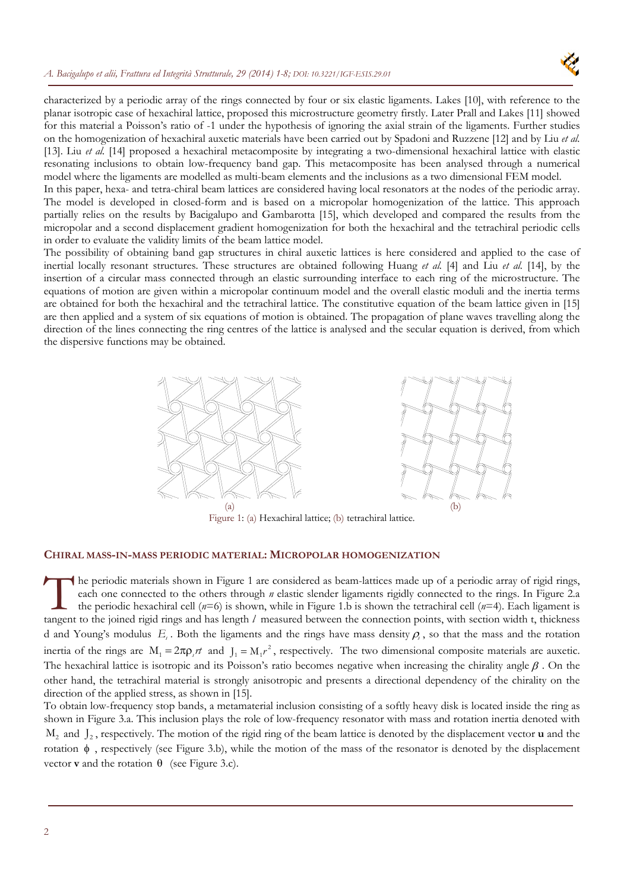characterized by a periodic array of the rings connected by four or six elastic ligaments. Lakes [10], with reference to the planar isotropic case of hexachiral lattice, proposed this microstructure geometry firstly. Later Prall and Lakes [11] showed for this material a Poisson's ratio of -1 under the hypothesis of ignoring the axial strain of the ligaments. Further studies on the homogenization of hexachiral auxetic materials have been carried out by Spadoni and Ruzzene [12] and by Liu *et al.* [13]. Liu *et al.* [14] proposed a hexachiral metacomposite by integrating a two-dimensional hexachiral lattice with elastic resonating inclusions to obtain low-frequency band gap. This metacomposite has been analysed through a numerical model where the ligaments are modelled as multi-beam elements and the inclusions as a two dimensional FEM model.

In this paper, hexa- and tetra-chiral beam lattices are considered having local resonators at the nodes of the periodic array. The model is developed in closed-form and is based on a micropolar homogenization of the lattice. This approach partially relies on the results by Bacigalupo and Gambarotta [15], which developed and compared the results from the micropolar and a second displacement gradient homogenization for both the hexachiral and the tetrachiral periodic cells in order to evaluate the validity limits of the beam lattice model.

The possibility of obtaining band gap structures in chiral auxetic lattices is here considered and applied to the case of inertial locally resonant structures. These structures are obtained following Huang *et al.* [4] and Liu *et al.* [14], by the insertion of a circular mass connected through an elastic surrounding interface to each ring of the microstructure. The equations of motion are given within a micropolar continuum model and the overall elastic moduli and the inertia terms are obtained for both the hexachiral and the tetrachiral lattice. The constitutive equation of the beam lattice given in [15] are then applied and a system of six equations of motion is obtained. The propagation of plane waves travelling along the direction of the lines connecting the ring centres of the lattice is analysed and the secular equation is derived, from which the dispersive functions may be obtained.

(a) (b)

Figure 1: (a) Hexachiral lattice; (b) tetrachiral lattice.

## CHIRAL MASS-IN-MASS PERIODIC MATERIAL: MICROPOLAR HOMOGENIZATION

The periodic materials shown in Figure 1 are considered as beam-lattices made up of a periodic array of rigid rings, each one connected to the others through *n* elastic slender ligaments rigidly connected to the rings. In Figure 2.a the periodic hexachiral cell ($n$=6) is shown, while in Figure 1.b is shown the tetrachiral cell ($n$=4). Each ligament is tangent to the joined rigid rings and has length $l$ measured between the connection points, with section width t, thickness d and Young's modulus $E_s$. Both the ligaments and the rings have mass density $\rho_s$, so that the mass and the rotation inertia of the rings are $M_1 = 2\pi\rho_s rt$ and $J_1 = M_1 r^2$, respectively. The two dimensional composite materials are auxetic. The hexachiral lattice is isotropic and its Poisson's ratio becomes negative when increasing the chirality angle $\beta$. On the other hand, the tetrachiral material is strongly anisotropic and presents a directional dependency of the chirality on the direction of the applied stress, as shown in [15].

To obtain low-frequency stop bands, a metamaterial inclusion consisting of a softly heavy disk is located inside the ring as shown in Figure 3.a. This inclusion plays the role of low-frequency resonator with mass and rotation inertia denoted with $M_2$ and $J_2$, respectively. The motion of the rigid ring of the beam lattice is denoted by the displacement vector **u** and the rotation $\phi$, respectively (see Figure 3.b), while the motion of the mass of the resonator is denoted by the displacement vector **v** and the rotation $\theta$ (see Figure 3.c).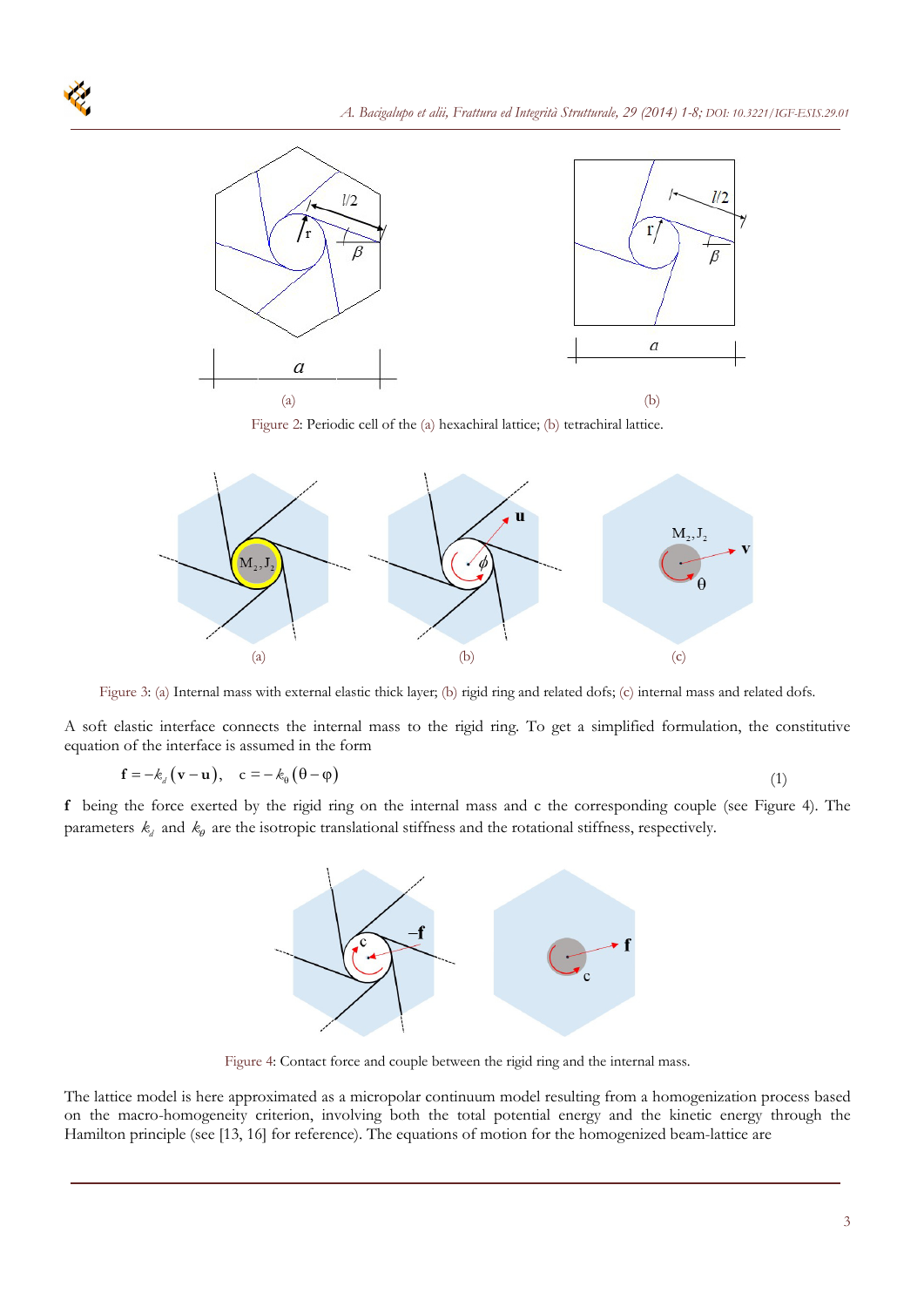(a) (b)

Figure 2: Periodic cell of the (a) hexachiral lattice; (b) tetrachiral lattice.

(a) (b) (c)

Figure 3: (a) Internal mass with external elastic thick layer; (b) rigid ring and related dofs; (c) internal mass and related dofs.

A soft elastic interface connects the internal mass to the rigid ring. To get a simplified formulation, the constitutive equation of the interface is assumed in the form

$$\mathbf{f} = -k_d \left( \mathbf{v} - \mathbf{u} \right), \quad \mathrm{c} = -k_\theta \left( \theta - \varphi \right) \tag{1}$$

$\mathbf{f}$ being the force exerted by the rigid ring on the internal mass and $\mathrm{c}$ the corresponding couple (see Figure 4). The parameters $k_d$ and $k_\theta$ are the isotropic translational stiffness and the rotational stiffness, respectively.

Figure 4: Contact force and couple between the rigid ring and the internal mass.

The lattice model is here approximated as a micropolar continuum model resulting from a homogenization process based on the macro-homogeneity criterion, involving both the total potential energy and the kinetic energy through the Hamilton principle (see [13, 16] for reference). The equations of motion for the homogenized beam-lattice are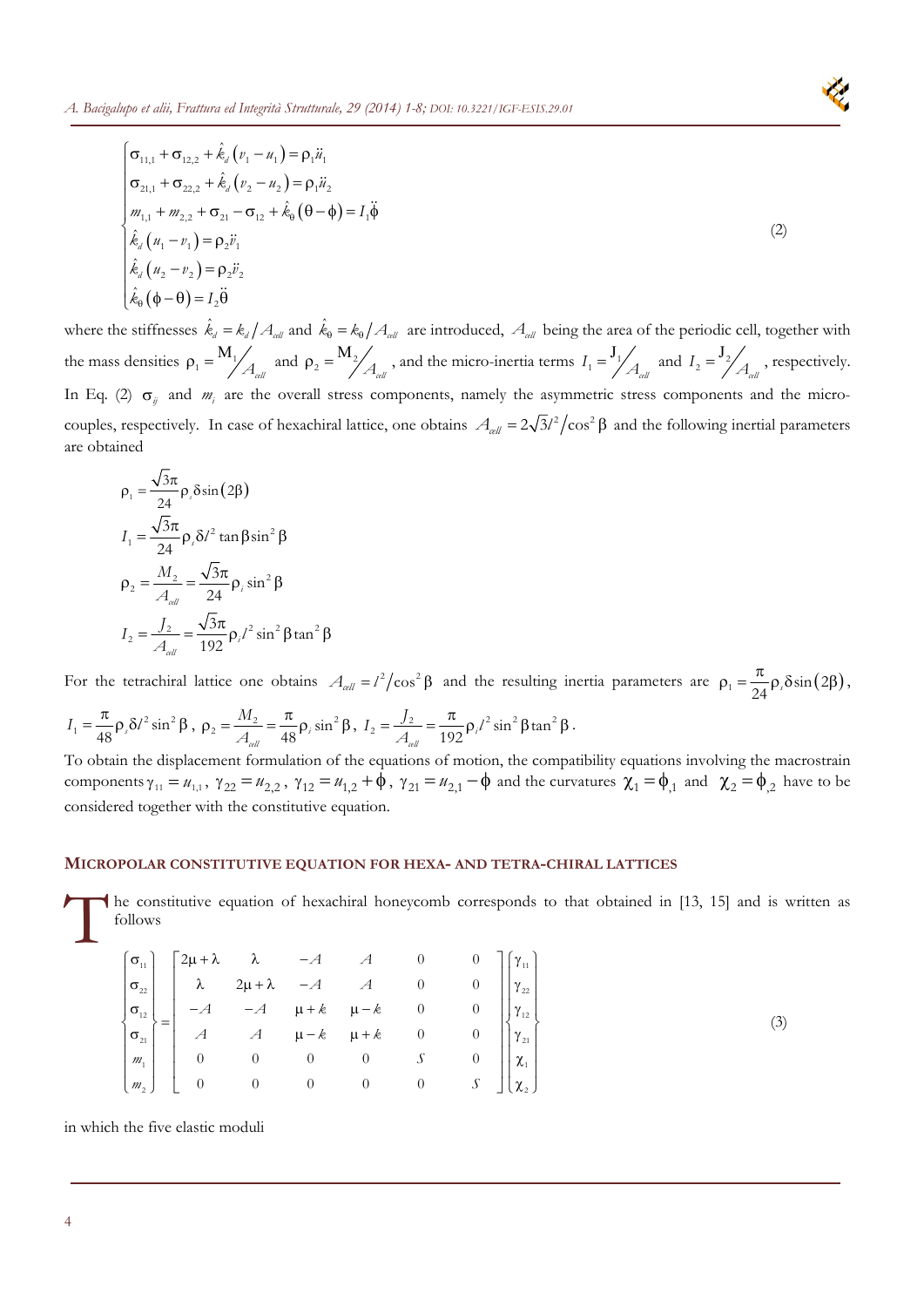$$
\begin{cases}
\sigma_{11,1} + \sigma_{12,2} + \hat{k}_d\left(v_1 - u_1\right) = \rho_1 \ddot{u}_1 \\
\sigma_{21,1} + \sigma_{22,2} + \hat{k}_d\left(v_2 - u_2\right) = \rho_1 \ddot{u}_2 \\
m_{1,1} + m_{2,2} + \sigma_{21} - \sigma_{12} + \hat{k}_\theta\left(\theta - \phi\right) = I_1 \ddot{\phi} \\
\hat{k}_d\left(u_1 - v_1\right) = \rho_2 \ddot{v}_1 \\
\hat{k}_d\left(u_2 - v_2\right) = \rho_2 \ddot{v}_2 \\
\hat{k}_\theta\left(\phi - \theta\right) = I_2 \ddot{\theta}
\end{cases}
\tag{2}
$$

where the stiffnesses $\hat{k}_d = k_d / A_{cell}$ and $\hat{k}_\theta = k_\theta / A_{cell}$ are introduced, $A_{cell}$ being the area of the periodic cell, together with the mass densities $\rho_1 = \mathrm{M}_1 / A_{cell}$ and $\rho_2 = \mathrm{M}_2 / A_{cell}$, and the micro-inertia terms $I_1 = \mathrm{J}_1 / A_{cell}$ and $I_2 = \mathrm{J}_2 / A_{cell}$, respectively. In Eq. (2) $\sigma_{ij}$ and $m_i$ are the overall stress components, namely the asymmetric stress components and the micro-couples, respectively. In case of hexachiral lattice, one obtains $A_{cell} = 2\sqrt{3}l^2/\cos^2\beta$ and the following inertial parameters are obtained

$$
\rho_1 = \frac{\sqrt{3}\pi}{24}\rho_s \delta \sin\left(2\beta\right)
$$

$$
I_1 = \frac{\sqrt{3}\pi}{24}\rho_s \delta l^2 \tan\beta \sin^2\beta
$$

$$
\rho_2 = \frac{M_2}{A_{cell}} = \frac{\sqrt{3}\pi}{24}\rho_i \sin^2\beta
$$

$$
I_2 = \frac{J_2}{A_{cell}} = \frac{\sqrt{3}\pi}{192}\rho_i l^2 \sin^2\beta \tan^2\beta
$$

For the tetrachiral lattice one obtains $A_{cell} = l^2/\cos^2\beta$ and the resulting inertia parameters are $\rho_1 = \frac{\pi}{24}\rho_s \delta \sin\left(2\beta\right)$, $I_1 = \frac{\pi}{48}\rho_s \delta l^2 \sin^2\beta$, $\rho_2 = \frac{M_2}{A_{cell}} = \frac{\pi}{48}\rho_i \sin^2\beta$, $I_2 = \frac{J_2}{A_{cell}} = \frac{\pi}{192}\rho_i l^2 \sin^2\beta \tan^2\beta$.

To obtain the displacement formulation of the equations of motion, the compatibility equations involving the macrostrain components $\gamma_{11} = u_{1,1}$, $\gamma_{22} = u_{2,2}$, $\gamma_{12} = u_{1,2} + \phi$, $\gamma_{21} = u_{2,1} - \phi$ and the curvatures $\chi_1 = \phi_{,1}$ and $\chi_2 = \phi_{,2}$ have to be considered together with the constitutive equation.

## Micropolar constitutive equation for hexa- and tetra-chiral lattices

The constitutive equation of hexachiral honeycomb corresponds to that obtained in [13, 15] and is written as follows

$$
\begin{Bmatrix} \sigma_{11} \\ \sigma_{22} \\ \sigma_{12} \\ \sigma_{21} \\ m_1 \\ m_2 \end{Bmatrix}
=
\begin{bmatrix}
2\mu + \lambda & \lambda & -A & A & 0 & 0 \\
\lambda & 2\mu + \lambda & -A & A & 0 & 0 \\
-A & -A & \mu + k & \mu - k & 0 & 0 \\
A & A & \mu - k & \mu + k & 0 & 0 \\
0 & 0 & 0 & 0 & S & 0 \\
0 & 0 & 0 & 0 & 0 & S
\end{bmatrix}
\begin{Bmatrix} \gamma_{11} \\ \gamma_{22} \\ \gamma_{12} \\ \gamma_{21} \\ \chi_1 \\ \chi_2 \end{Bmatrix}
\tag{3}
$$

in which the five elastic moduli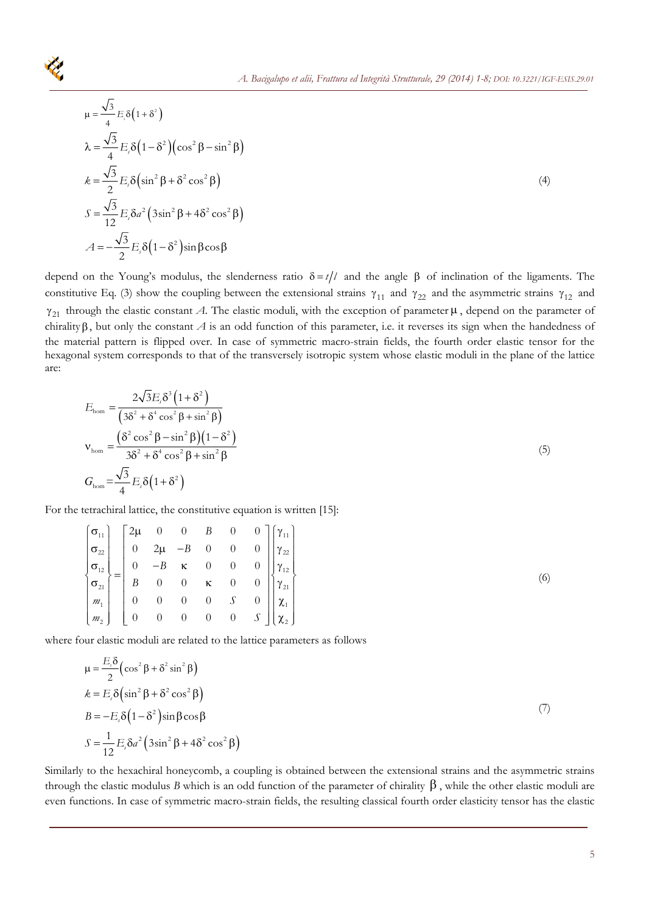$$
\begin{aligned}
\mu &= \frac{\sqrt{3}}{4} E_s \delta\left(1+\delta^2\right) \\
\lambda &= \frac{\sqrt{3}}{4} E_s \delta\left(1-\delta^2\right)\left(\cos^2\beta - \sin^2\beta\right) \\
k &= \frac{\sqrt{3}}{2} E_s \delta\left(\sin^2\beta + \delta^2\cos^2\beta\right) \\
S &= \frac{\sqrt{3}}{12} E_s \delta a^2\left(3\sin^2\beta + 4\delta^2\cos^2\beta\right) \\
A &= -\frac{\sqrt{3}}{2} E_s \delta\left(1-\delta^2\right)\sin\beta\cos\beta
\end{aligned}
\tag{4}
$$

depend on the Young's modulus, the slenderness ratio $\delta = t/l$ and the angle $\beta$ of inclination of the ligaments. The constitutive Eq. (3) show the coupling between the extensional strains $\gamma_{11}$ and $\gamma_{22}$ and the asymmetric strains $\gamma_{12}$ and $\gamma_{21}$ through the elastic constant $A$. The elastic moduli, with the exception of parameter $\mu$, depend on the parameter of chirality $\beta$, but only the constant $A$ is an odd function of this parameter, i.e. it reverses its sign when the handedness of the material pattern is flipped over. In case of symmetric macro-strain fields, the fourth order elastic tensor for the hexagonal system corresponds to that of the transversely isotropic system whose elastic moduli in the plane of the lattice are:

$$
\begin{aligned}
E_{\text{hom}} &= \frac{2\sqrt{3}E_s\delta^3\left(1+\delta^2\right)}{\left(3\delta^2 + \delta^4\cos^2\beta + \sin^2\beta\right)} \\
\nu_{\text{hom}} &= \frac{\left(\delta^2\cos^2\beta - \sin^2\beta\right)\left(1-\delta^2\right)}{3\delta^2 + \delta^4\cos^2\beta + \sin^2\beta} \\
G_{\text{hom}} &= \frac{\sqrt{3}}{4} E_s \delta\left(1+\delta^2\right)
\end{aligned}
\tag{5}
$$

For the tetrachiral lattice, the constitutive equation is written [15]:

$$
\begin{Bmatrix} \sigma_{11} \\ \sigma_{22} \\ \sigma_{12} \\ \sigma_{21} \\ m_1 \\ m_2 \end{Bmatrix}
=
\begin{bmatrix}
2\mu & 0 & 0 & B & 0 & 0 \\
0 & 2\mu & -B & 0 & 0 & 0 \\
0 & -B & \kappa & 0 & 0 & 0 \\
B & 0 & 0 & \kappa & 0 & 0 \\
0 & 0 & 0 & 0 & S & 0 \\
0 & 0 & 0 & 0 & 0 & S
\end{bmatrix}
\begin{Bmatrix} \gamma_{11} \\ \gamma_{22} \\ \gamma_{12} \\ \gamma_{21} \\ \chi_1 \\ \chi_2 \end{Bmatrix}
\tag{6}
$$

where four elastic moduli are related to the lattice parameters as follows

$$
\begin{aligned}
\mu &= \frac{E_s\delta}{2}\left(\cos^2\beta + \delta^2\sin^2\beta\right) \\
k &= E_s\delta\left(\sin^2\beta + \delta^2\cos^2\beta\right) \\
B &= -E_s\delta\left(1-\delta^2\right)\sin\beta\cos\beta \\
S &= \frac{1}{12} E_s \delta a^2\left(3\sin^2\beta + 4\delta^2\cos^2\beta\right)
\end{aligned}
\tag{7}
$$

Similarly to the hexachiral honeycomb, a coupling is obtained between the extensional strains and the asymmetric strains through the elastic modulus $B$ which is an odd function of the parameter of chirality $\beta$, while the other elastic moduli are even functions. In case of symmetric macro-strain fields, the resulting classical fourth order elasticity tensor has the elastic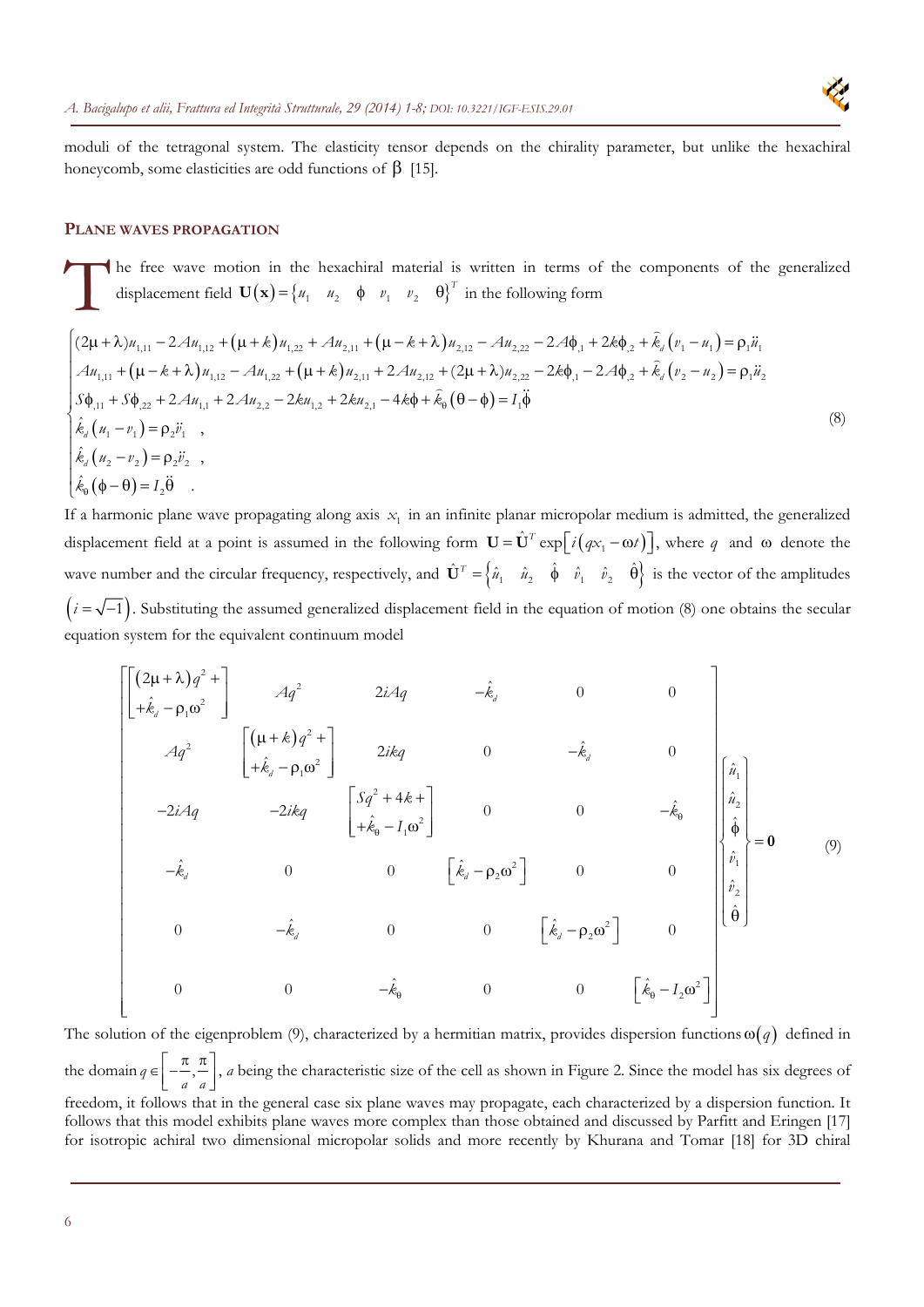moduli of the tetragonal system. The elasticity tensor depends on the chirality parameter, but unlike the hexachiral honeycomb, some elasticities are odd functions of $\beta$ [15].

## PLANE WAVES PROPAGATION

The free wave motion in the hexachiral material is written in terms of the components of the generalized displacement field $\mathbf{U}(\mathbf{x}) = \{u_1 \quad u_2 \quad \phi \quad v_1 \quad v_2 \quad \theta\}^T$ in the following form

$$
\begin{cases}
(2\mu+\lambda)u_{1,11} - 2Au_{1,12} + (\mu+k)u_{1,22} + Au_{2,11} + (\mu-k+\lambda)u_{2,12} - Au_{2,22} - 2A\phi_{,1} + 2k\phi_{,2} + \hat{k}_d(v_1 - u_1) = \rho_1 \ddot{u}_1 \\
Au_{1,11} + (\mu-k+\lambda)u_{1,12} - Au_{1,22} + (\mu+k)u_{2,11} + 2Au_{2,12} + (2\mu+\lambda)u_{2,22} - 2k\phi_{,1} - 2A\phi_{,2} + \hat{k}_d(v_2 - u_2) = \rho_1 \ddot{u}_2 \\
S\phi_{,11} + S\phi_{,22} + 2Au_{1,1} + 2Au_{2,2} - 2ku_{1,2} + 2ku_{2,1} - 4k\phi + \hat{k}_\theta(\theta - \phi) = I_1 \ddot{\phi} \\
\hat{k}_d(u_1 - v_1) = \rho_2 \ddot{v}_1 \quad , \\
\hat{k}_d(u_2 - v_2) = \rho_2 \ddot{v}_2 \quad , \\
\hat{k}_\theta(\phi - \theta) = I_2 \ddot{\theta} \quad .
\end{cases}
\tag{8}
$$

If a harmonic plane wave propagating along axis $x_1$ in an infinite planar micropolar medium is admitted, the generalized displacement field at a point is assumed in the following form $\mathbf{U} = \hat{\mathbf{U}}^T \exp\left[i\left(qx_1 - \omega t\right)\right]$, where $q$ and $\omega$ denote the wave number and the circular frequency, respectively, and $\hat{\mathbf{U}}^T = \left\{\hat{u}_1 \quad \hat{u}_2 \quad \hat{\phi} \quad \hat{v}_1 \quad \hat{v}_2 \quad \hat{\theta}\right\}$ is the vector of the amplitudes $\left(i = \sqrt{-1}\right)$. Substituting the assumed generalized displacement field in the equation of motion (8) one obtains the secular equation system for the equivalent continuum model

$$
\begin{bmatrix}
\begin{bmatrix}(2\mu+\lambda)q^2 + \\ +\hat{k}_d - \rho_1\omega^2\end{bmatrix} & Aq^2 & 2iAq & -\hat{k}_d & 0 & 0 \\
Aq^2 & \begin{bmatrix}(\mu+k)q^2 + \\ +\hat{k}_d - \rho_1\omega^2\end{bmatrix} & 2ikq & 0 & -\hat{k}_d & 0 \\
-2iAq & -2ikq & \begin{bmatrix}Sq^2 + 4k + \\ +\hat{k}_\theta - I_1\omega^2\end{bmatrix} & 0 & 0 & -\hat{k}_\theta \\
-\hat{k}_d & 0 & 0 & \left[\hat{k}_d - \rho_2\omega^2\right] & 0 & 0 \\
0 & -\hat{k}_d & 0 & 0 & \left[\hat{k}_d - \rho_2\omega^2\right] & 0 \\
0 & 0 & -\hat{k}_\theta & 0 & 0 & \left[\hat{k}_\theta - I_2\omega^2\right]
\end{bmatrix}
\begin{Bmatrix}\hat{u}_1 \\ \hat{u}_2 \\ \hat{\phi} \\ \hat{v}_1 \\ \hat{v}_2 \\ \hat{\theta}\end{Bmatrix} = \mathbf{0}
\tag{9}
$$

The solution of the eigenproblem (9), characterized by a hermitian matrix, provides dispersion functions $\omega(q)$ defined in the domain $q \in \left[-\frac{\pi}{a}, \frac{\pi}{a}\right]$, $a$ being the characteristic size of the cell as shown in Figure 2. Since the model has six degrees of freedom, it follows that in the general case six plane waves may propagate, each characterized by a dispersion function. It follows that this model exhibits plane waves more complex than those obtained and discussed by Parfitt and Eringen [17] for isotropic achiral two dimensional micropolar solids and more recently by Khurana and Tomar [18] for 3D chiral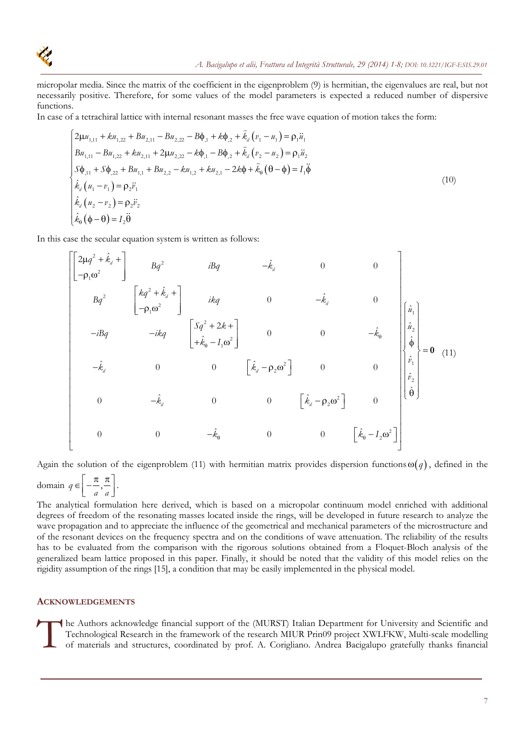micropolar media. Since the matrix of the coefficient in the eigenproblem (9) is hermitian, the eigenvalues are real, but not necessarily positive. Therefore, for some values of the model parameters is expected a reduced number of dispersive functions.

In case of a tetrachiral lattice with internal resonant masses the free wave equation of motion takes the form:

$$
\begin{cases}
2\mu u_{1,11} + k u_{1,22} + B u_{2,11} - B u_{2,22} - B\phi_{,1} + k\phi_{,2} + \hat{k}_d\left(v_1 - u_1\right) = \rho_1 \ddot{u}_1 \\
B u_{1,11} - B u_{1,22} + k u_{2,11} + 2\mu u_{2,22} - k\phi_{,1} - B\phi_{,2} + \hat{k}_d\left(v_2 - u_2\right) = \rho_1 \ddot{u}_2 \\
S\phi_{,11} + S\phi_{,22} + B u_{1,1} + B u_{2,2} - k u_{1,2} + k u_{2,1} - 2k\phi + \hat{k}_\theta\left(\theta - \phi\right) = I_1 \ddot{\phi} \\
\hat{k}_d\left(u_1 - v_1\right) = \rho_2 \ddot{v}_1 \\
\hat{k}_d\left(u_2 - v_2\right) = \rho_2 \ddot{v}_2 \\
\hat{k}_\theta\left(\phi - \theta\right) = I_2 \ddot{\theta}
\end{cases}
\tag{10}
$$

In this case the secular equation system is written as follows:

$$
\begin{bmatrix}
\begin{bmatrix} 2\mu q^2 + \hat{k}_d + \\ -\rho_1\omega^2 \end{bmatrix} & Bq^2 & iBq & -\hat{k}_d & 0 & 0 \\
Bq^2 & \begin{bmatrix} kq^2 + \hat{k}_d + \\ -\rho_1\omega^2 \end{bmatrix} & ikq & 0 & -\hat{k}_d & 0 \\
-iBq & -ikq & \begin{bmatrix} Sq^2 + 2k + \\ +\hat{k}_\theta - I_1\omega^2 \end{bmatrix} & 0 & 0 & -\hat{k}_\theta \\
-\hat{k}_d & 0 & 0 & \left[\hat{k}_d - \rho_2\omega^2\right] & 0 & 0 \\
0 & -\hat{k}_d & 0 & 0 & \left[\hat{k}_d - \rho_2\omega^2\right] & 0 \\
0 & 0 & -\hat{k}_\theta & 0 & 0 & \left[\hat{k}_\theta - I_2\omega^2\right]
\end{bmatrix}
\begin{Bmatrix} \hat{u}_1 \\ \hat{u}_2 \\ \hat{\phi} \\ \hat{v}_1 \\ \hat{v}_2 \\ \hat{\theta} \end{Bmatrix} = \mathbf{0}
\tag{11}
$$

Again the solution of the eigenproblem (11) with hermitian matrix provides dispersion functions $\omega(q)$, defined in the domain $q \in \left[-\frac{\pi}{a}, \frac{\pi}{a}\right]$.

The analytical formulation here derived, which is based on a micropolar continuum model enriched with additional degrees of freedom of the resonating masses located inside the rings, will be developed in future research to analyze the wave propagation and to appreciate the influence of the geometrical and mechanical parameters of the microstructure and of the resonant devices on the frequency spectra and on the conditions of wave attenuation. The reliability of the results has to be evaluated from the comparison with the rigorous solutions obtained from a Floquet-Bloch analysis of the generalized beam lattice proposed in this paper. Finally, it should be noted that the validity of this model relies on the rigidity assumption of the rings [15], a condition that may be easily implemented in the physical model.

## ACKNOWLEDGEMENTS

The Authors acknowledge financial support of the (MURST) Italian Department for University and Scientific and Technological Research in the framework of the research MIUR Prin09 project XWLFKW, Multi-scale modelling of materials and structures, coordinated by prof. A. Corigliano. Andrea Bacigalupo gratefully thanks financial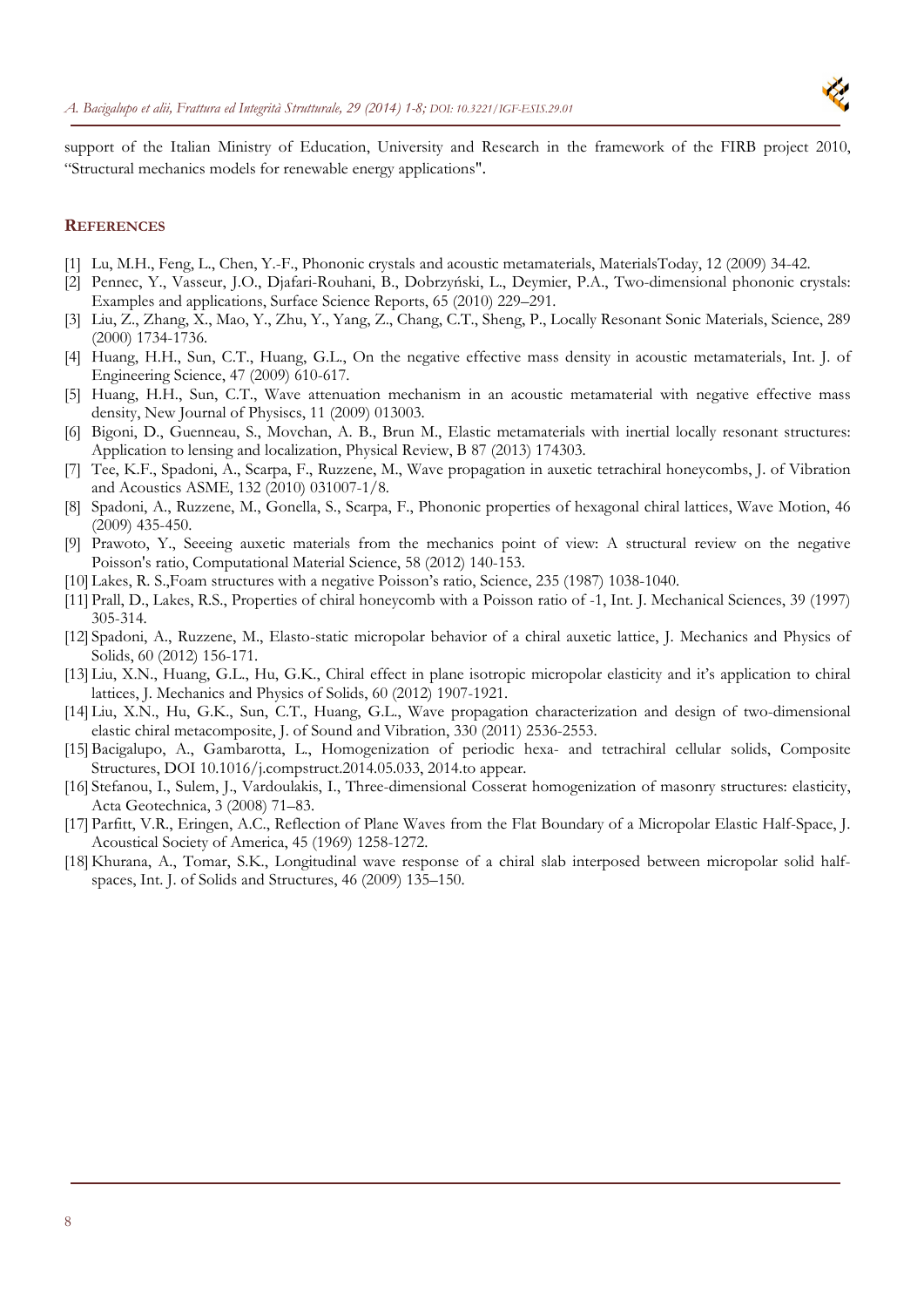support of the Italian Ministry of Education, University and Research in the framework of the FIRB project 2010, "Structural mechanics models for renewable energy applications".

## REFERENCES

[1] Lu, M.H., Feng, L., Chen, Y.-F., Phononic crystals and acoustic metamaterials, MaterialsToday, 12 (2009) 34-42.
[2] Pennec, Y., Vasseur, J.O., Djafari-Rouhani, B., Dobrzyński, L., Deymier, P.A., Two-dimensional phononic crystals: Examples and applications, Surface Science Reports, 65 (2010) 229–291.
[3] Liu, Z., Zhang, X., Mao, Y., Zhu, Y., Yang, Z., Chang, C.T., Sheng, P., Locally Resonant Sonic Materials, Science, 289 (2000) 1734-1736.
[4] Huang, H.H., Sun, C.T., Huang, G.L., On the negative effective mass density in acoustic metamaterials, Int. J. of Engineering Science, 47 (2009) 610-617.
[5] Huang, H.H., Sun, C.T., Wave attenuation mechanism in an acoustic metamaterial with negative effective mass density, New Journal of Physiscs, 11 (2009) 013003.
[6] Bigoni, D., Guenneau, S., Movchan, A. B., Brun M., Elastic metamaterials with inertial locally resonant structures: Application to lensing and localization, Physical Review, B 87 (2013) 174303.
[7] Tee, K.F., Spadoni, A., Scarpa, F., Ruzzene, M., Wave propagation in auxetic tetrachiral honeycombs, J. of Vibration and Acoustics ASME, 132 (2010) 031007-1/8.
[8] Spadoni, A., Ruzzene, M., Gonella, S., Scarpa, F., Phononic properties of hexagonal chiral lattices, Wave Motion, 46 (2009) 435-450.
[9] Prawoto, Y., Seeeing auxetic materials from the mechanics point of view: A structural review on the negative Poisson's ratio, Computational Material Science, 58 (2012) 140-153.
[10] Lakes, R. S.,Foam structures with a negative Poisson's ratio, Science, 235 (1987) 1038-1040.
[11] Prall, D., Lakes, R.S., Properties of chiral honeycomb with a Poisson ratio of -1, Int. J. Mechanical Sciences, 39 (1997) 305-314.
[12] Spadoni, A., Ruzzene, M., Elasto-static micropolar behavior of a chiral auxetic lattice, J. Mechanics and Physics of Solids, 60 (2012) 156-171.
[13] Liu, X.N., Huang, G.L., Hu, G.K., Chiral effect in plane isotropic micropolar elasticity and it's application to chiral lattices, J. Mechanics and Physics of Solids, 60 (2012) 1907-1921.
[14] Liu, X.N., Hu, G.K., Sun, C.T., Huang, G.L., Wave propagation characterization and design of two-dimensional elastic chiral metacomposite, J. of Sound and Vibration, 330 (2011) 2536-2553.
[15] Bacigalupo, A., Gambarotta, L., Homogenization of periodic hexa- and tetrachiral cellular solids, Composite Structures, DOI 10.1016/j.compstruct.2014.05.033, 2014.to appear.
[16] Stefanou, I., Sulem, J., Vardoulakis, I., Three-dimensional Cosserat homogenization of masonry structures: elasticity, Acta Geotechnica, 3 (2008) 71–83.
[17] Parfitt, V.R., Eringen, A.C., Reflection of Plane Waves from the Flat Boundary of a Micropolar Elastic Half-Space, J. Acoustical Society of America, 45 (1969) 1258-1272.
[18] Khurana, A., Tomar, S.K., Longitudinal wave response of a chiral slab interposed between micropolar solid half-spaces, Int. J. of Solids and Structures, 46 (2009) 135–150.